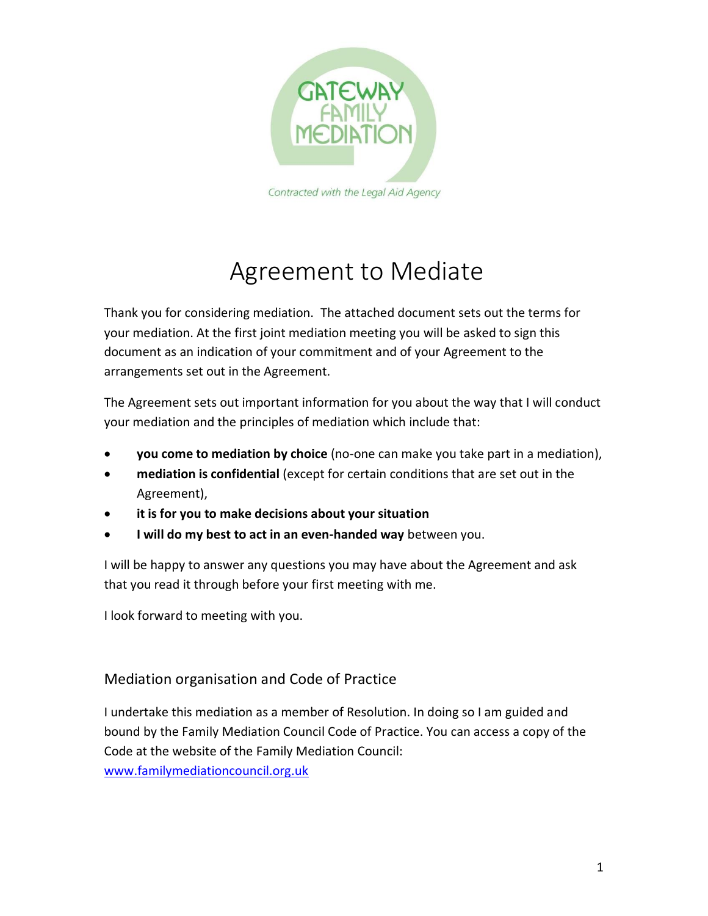GATEWAY FAMILY MEDIATION

*Contracted with the Legal Aid Agency*

# Agreement to Mediate

Thank you for considering mediation. The attached document sets out the terms for your mediation. At the first joint mediation meeting you will be asked to sign this document as an indication of your commitment and of your Agreement to the arrangements set out in the Agreement.

The Agreement sets out important information for you about the way that I will conduct your mediation and the principles of mediation which include that:

- **you come to mediation by choice** (no-one can make you take part in a mediation),
- **mediation is confidential** (except for certain conditions that are set out in the Agreement),
- **it is for you to make decisions about your situation**
- **I will do my best to act in an even-handed way** between you.

I will be happy to answer any questions you may have about the Agreement and ask that you read it through before your first meeting with me.

I look forward to meeting with you.

## Mediation organisation and Code of Practice

I undertake this mediation as a member of Resolution. In doing so I am guided and bound by the Family Mediation Council Code of Practice. You can access a copy of the Code at the website of the Family Mediation Council: [www.familymediationcouncil.org.uk](http://www.familymediationcouncil.org.uk)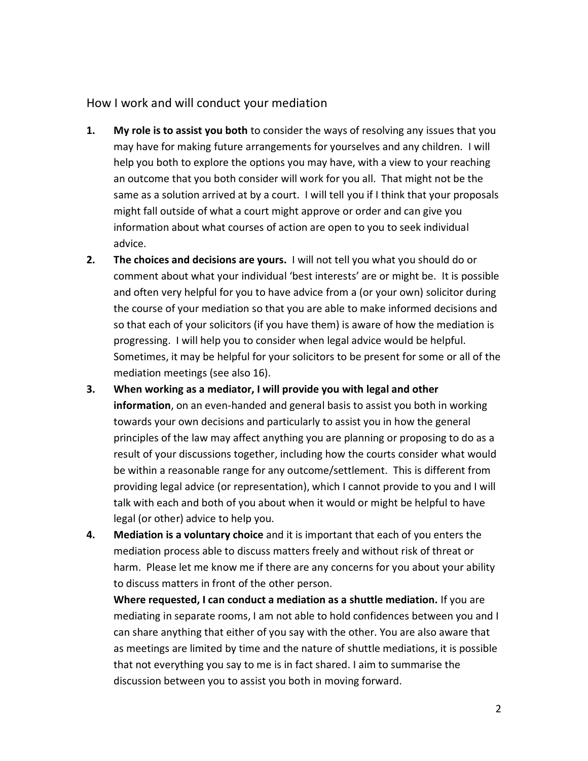## How I work and will conduct your mediation

1. **My role is to assist you both** to consider the ways of resolving any issues that you may have for making future arrangements for yourselves and any children. I will help you both to explore the options you may have, with a view to your reaching an outcome that you both consider will work for you all. That might not be the same as a solution arrived at by a court. I will tell you if I think that your proposals might fall outside of what a court might approve or order and can give you information about what courses of action are open to you to seek individual advice.
2. **The choices and decisions are yours.** I will not tell you what you should do or comment about what your individual 'best interests' are or might be. It is possible and often very helpful for you to have advice from a (or your own) solicitor during the course of your mediation so that you are able to make informed decisions and so that each of your solicitors (if you have them) is aware of how the mediation is progressing. I will help you to consider when legal advice would be helpful. Sometimes, it may be helpful for your solicitors to be present for some or all of the mediation meetings (see also 16).
3. **When working as a mediator, I will provide you with legal and other information**, on an even-handed and general basis to assist you both in working towards your own decisions and particularly to assist you in how the general principles of the law may affect anything you are planning or proposing to do as a result of your discussions together, including how the courts consider what would be within a reasonable range for any outcome/settlement. This is different from providing legal advice (or representation), which I cannot provide to you and I will talk with each and both of you about when it would or might be helpful to have legal (or other) advice to help you.
4. **Mediation is a voluntary choice** and it is important that each of you enters the mediation process able to discuss matters freely and without risk of threat or harm. Please let me know me if there are any concerns for you about your ability to discuss matters in front of the other person.

   **Where requested, I can conduct a mediation as a shuttle mediation.** If you are mediating in separate rooms, I am not able to hold confidences between you and I can share anything that either of you say with the other. You are also aware that as meetings are limited by time and the nature of shuttle mediations, it is possible that not everything you say to me is in fact shared. I aim to summarise the discussion between you to assist you both in moving forward.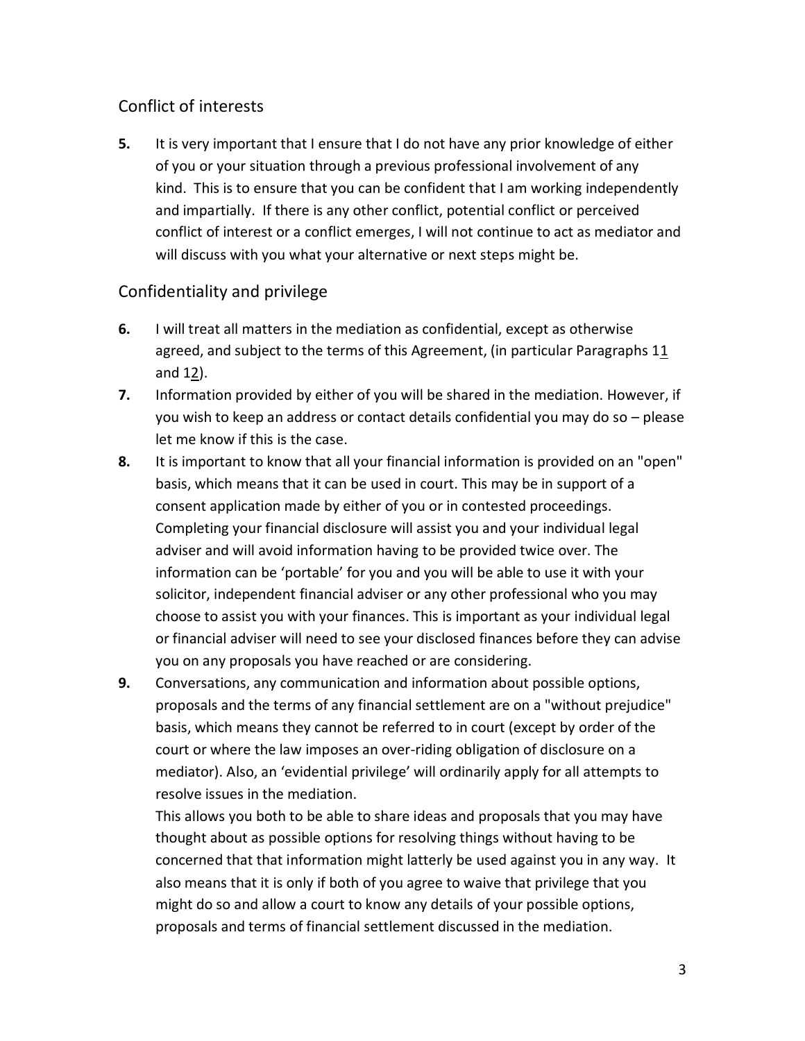## Conflict of interests

**5.** It is very important that I ensure that I do not have any prior knowledge of either of you or your situation through a previous professional involvement of any kind. This is to ensure that you can be confident that I am working independently and impartially. If there is any other conflict, potential conflict or perceived conflict of interest or a conflict emerges, I will not continue to act as mediator and will discuss with you what your alternative or next steps might be.

## Confidentiality and privilege

**6.** I will treat all matters in the mediation as confidential, except as otherwise agreed, and subject to the terms of this Agreement, (in particular Paragraphs 11 and 12).

**7.** Information provided by either of you will be shared in the mediation. However, if you wish to keep an address or contact details confidential you may do so – please let me know if this is the case.

**8.** It is important to know that all your financial information is provided on an "open" basis, which means that it can be used in court. This may be in support of a consent application made by either of you or in contested proceedings. Completing your financial disclosure will assist you and your individual legal adviser and will avoid information having to be provided twice over. The information can be 'portable' for you and you will be able to use it with your solicitor, independent financial adviser or any other professional who you may choose to assist you with your finances. This is important as your individual legal or financial adviser will need to see your disclosed finances before they can advise you on any proposals you have reached or are considering.

**9.** Conversations, any communication and information about possible options, proposals and the terms of any financial settlement are on a "without prejudice" basis, which means they cannot be referred to in court (except by order of the court or where the law imposes an over-riding obligation of disclosure on a mediator). Also, an 'evidential privilege' will ordinarily apply for all attempts to resolve issues in the mediation.

This allows you both to be able to share ideas and proposals that you may have thought about as possible options for resolving things without having to be concerned that that information might latterly be used against you in any way. It also means that it is only if both of you agree to waive that privilege that you might do so and allow a court to know any details of your possible options, proposals and terms of financial settlement discussed in the mediation.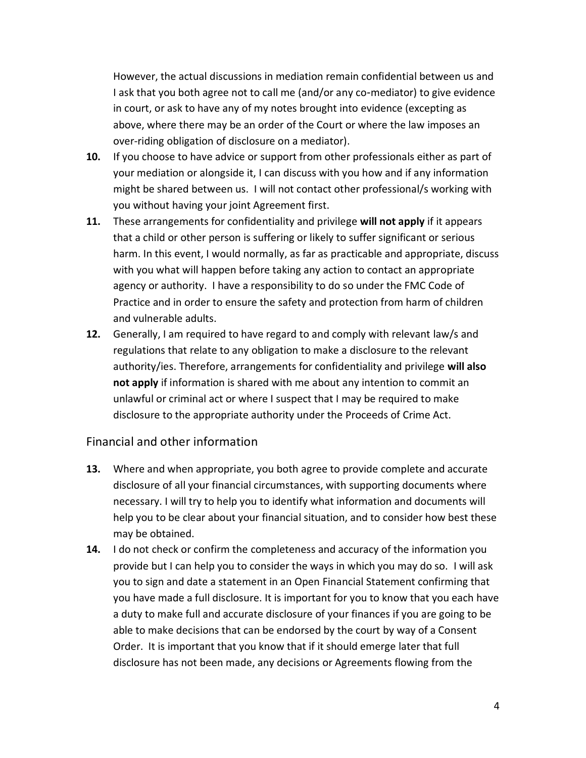However, the actual discussions in mediation remain confidential between us and I ask that you both agree not to call me (and/or any co-mediator) to give evidence in court, or ask to have any of my notes brought into evidence (excepting as above, where there may be an order of the Court or where the law imposes an over-riding obligation of disclosure on a mediator).

**10.** If you choose to have advice or support from other professionals either as part of your mediation or alongside it, I can discuss with you how and if any information might be shared between us. I will not contact other professional/s working with you without having your joint Agreement first.

**11.** These arrangements for confidentiality and privilege **will not apply** if it appears that a child or other person is suffering or likely to suffer significant or serious harm. In this event, I would normally, as far as practicable and appropriate, discuss with you what will happen before taking any action to contact an appropriate agency or authority. I have a responsibility to do so under the FMC Code of Practice and in order to ensure the safety and protection from harm of children and vulnerable adults.

**12.** Generally, I am required to have regard to and comply with relevant law/s and regulations that relate to any obligation to make a disclosure to the relevant authority/ies. Therefore, arrangements for confidentiality and privilege **will also not apply** if information is shared with me about any intention to commit an unlawful or criminal act or where I suspect that I may be required to make disclosure to the appropriate authority under the Proceeds of Crime Act.

## Financial and other information

**13.** Where and when appropriate, you both agree to provide complete and accurate disclosure of all your financial circumstances, with supporting documents where necessary. I will try to help you to identify what information and documents will help you to be clear about your financial situation, and to consider how best these may be obtained.

**14.** I do not check or confirm the completeness and accuracy of the information you provide but I can help you to consider the ways in which you may do so. I will ask you to sign and date a statement in an Open Financial Statement confirming that you have made a full disclosure. It is important for you to know that you each have a duty to make full and accurate disclosure of your finances if you are going to be able to make decisions that can be endorsed by the court by way of a Consent Order. It is important that you know that if it should emerge later that full disclosure has not been made, any decisions or Agreements flowing from the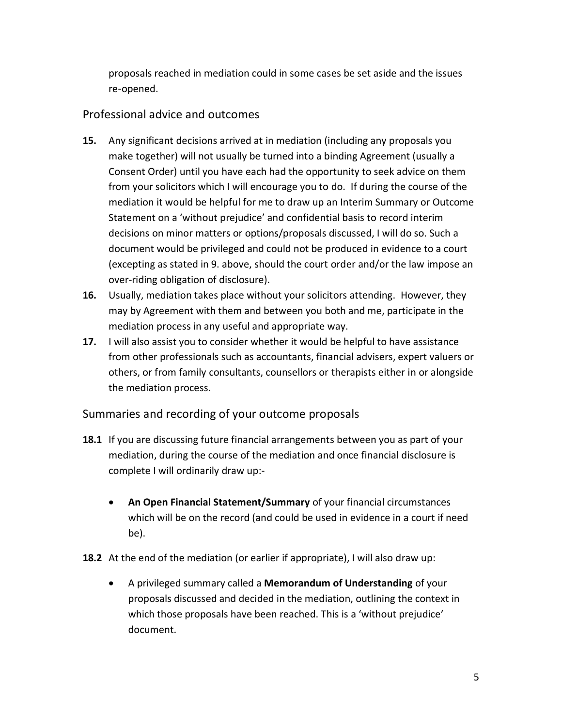proposals reached in mediation could in some cases be set aside and the issues re-opened.

## Professional advice and outcomes

**15.** Any significant decisions arrived at in mediation (including any proposals you make together) will not usually be turned into a binding Agreement (usually a Consent Order) until you have each had the opportunity to seek advice on them from your solicitors which I will encourage you to do. If during the course of the mediation it would be helpful for me to draw up an Interim Summary or Outcome Statement on a 'without prejudice' and confidential basis to record interim decisions on minor matters or options/proposals discussed, I will do so. Such a document would be privileged and could not be produced in evidence to a court (excepting as stated in 9. above, should the court order and/or the law impose an over-riding obligation of disclosure).

**16.** Usually, mediation takes place without your solicitors attending. However, they may by Agreement with them and between you both and me, participate in the mediation process in any useful and appropriate way.

**17.** I will also assist you to consider whether it would be helpful to have assistance from other professionals such as accountants, financial advisers, expert valuers or others, or from family consultants, counsellors or therapists either in or alongside the mediation process.

## Summaries and recording of your outcome proposals

**18.1** If you are discussing future financial arrangements between you as part of your mediation, during the course of the mediation and once financial disclosure is complete I will ordinarily draw up:-

- **An Open Financial Statement/Summary** of your financial circumstances which will be on the record (and could be used in evidence in a court if need be).

**18.2** At the end of the mediation (or earlier if appropriate), I will also draw up:

- A privileged summary called a **Memorandum of Understanding** of your proposals discussed and decided in the mediation, outlining the context in which those proposals have been reached. This is a 'without prejudice' document.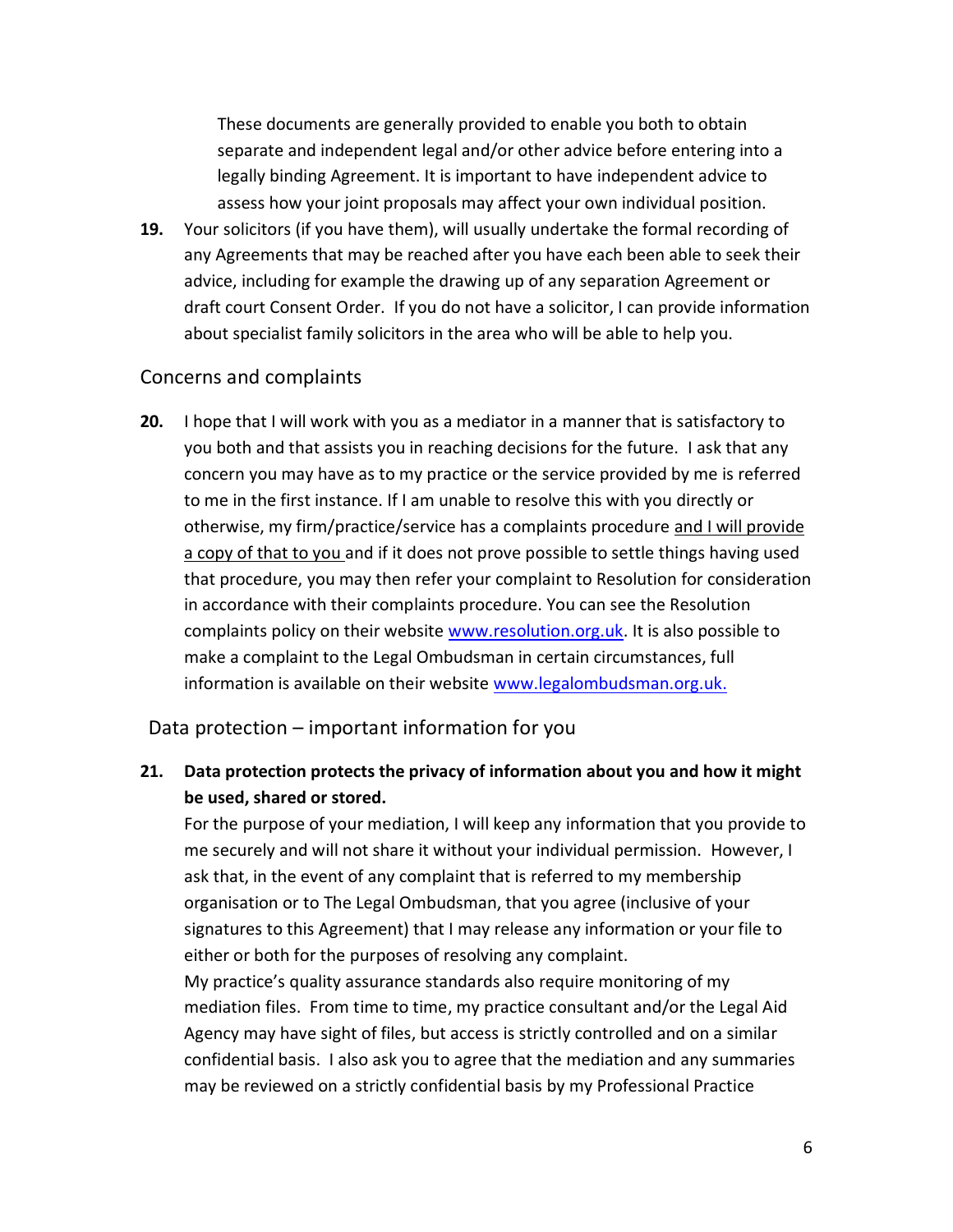These documents are generally provided to enable you both to obtain separate and independent legal and/or other advice before entering into a legally binding Agreement. It is important to have independent advice to assess how your joint proposals may affect your own individual position.

**19.** Your solicitors (if you have them), will usually undertake the formal recording of any Agreements that may be reached after you have each been able to seek their advice, including for example the drawing up of any separation Agreement or draft court Consent Order. If you do not have a solicitor, I can provide information about specialist family solicitors in the area who will be able to help you.

## Concerns and complaints

**20.** I hope that I will work with you as a mediator in a manner that is satisfactory to you both and that assists you in reaching decisions for the future. I ask that any concern you may have as to my practice or the service provided by me is referred to me in the first instance. If I am unable to resolve this with you directly or otherwise, my firm/practice/service has a complaints procedure and I will provide a copy of that to you and if it does not prove possible to settle things having used that procedure, you may then refer your complaint to Resolution for consideration in accordance with their complaints procedure. You can see the Resolution complaints policy on their website www.resolution.org.uk. It is also possible to make a complaint to the Legal Ombudsman in certain circumstances, full information is available on their website www.legalombudsman.org.uk.

## Data protection – important information for you

**21. Data protection protects the privacy of information about you and how it might be used, shared or stored.**

For the purpose of your mediation, I will keep any information that you provide to me securely and will not share it without your individual permission. However, I ask that, in the event of any complaint that is referred to my membership organisation or to The Legal Ombudsman, that you agree (inclusive of your signatures to this Agreement) that I may release any information or your file to either or both for the purposes of resolving any complaint.

My practice's quality assurance standards also require monitoring of my mediation files. From time to time, my practice consultant and/or the Legal Aid Agency may have sight of files, but access is strictly controlled and on a similar confidential basis. I also ask you to agree that the mediation and any summaries may be reviewed on a strictly confidential basis by my Professional Practice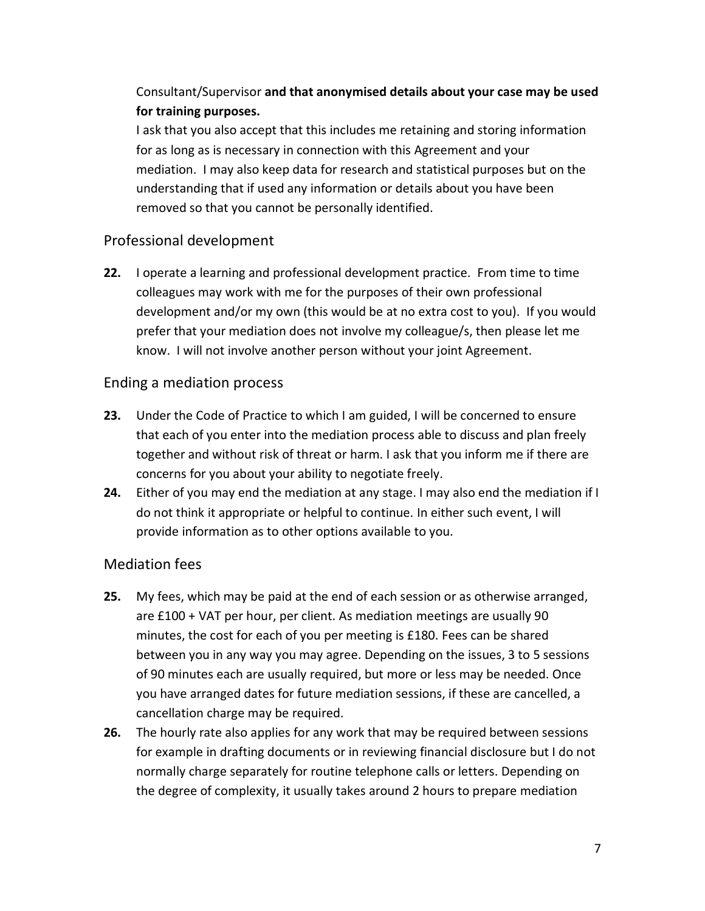Consultant/Supervisor **and that anonymised details about your case may be used for training purposes.**

I ask that you also accept that this includes me retaining and storing information for as long as is necessary in connection with this Agreement and your mediation. I may also keep data for research and statistical purposes but on the understanding that if used any information or details about you have been removed so that you cannot be personally identified.

## Professional development

**22.** I operate a learning and professional development practice. From time to time colleagues may work with me for the purposes of their own professional development and/or my own (this would be at no extra cost to you). If you would prefer that your mediation does not involve my colleague/s, then please let me know. I will not involve another person without your joint Agreement.

## Ending a mediation process

**23.** Under the Code of Practice to which I am guided, I will be concerned to ensure that each of you enter into the mediation process able to discuss and plan freely together and without risk of threat or harm. I ask that you inform me if there are concerns for you about your ability to negotiate freely.

**24.** Either of you may end the mediation at any stage. I may also end the mediation if I do not think it appropriate or helpful to continue. In either such event, I will provide information as to other options available to you.

## Mediation fees

**25.** My fees, which may be paid at the end of each session or as otherwise arranged, are £100 + VAT per hour, per client. As mediation meetings are usually 90 minutes, the cost for each of you per meeting is £180. Fees can be shared between you in any way you may agree. Depending on the issues, 3 to 5 sessions of 90 minutes each are usually required, but more or less may be needed. Once you have arranged dates for future mediation sessions, if these are cancelled, a cancellation charge may be required.

**26.** The hourly rate also applies for any work that may be required between sessions for example in drafting documents or in reviewing financial disclosure but I do not normally charge separately for routine telephone calls or letters. Depending on the degree of complexity, it usually takes around 2 hours to prepare mediation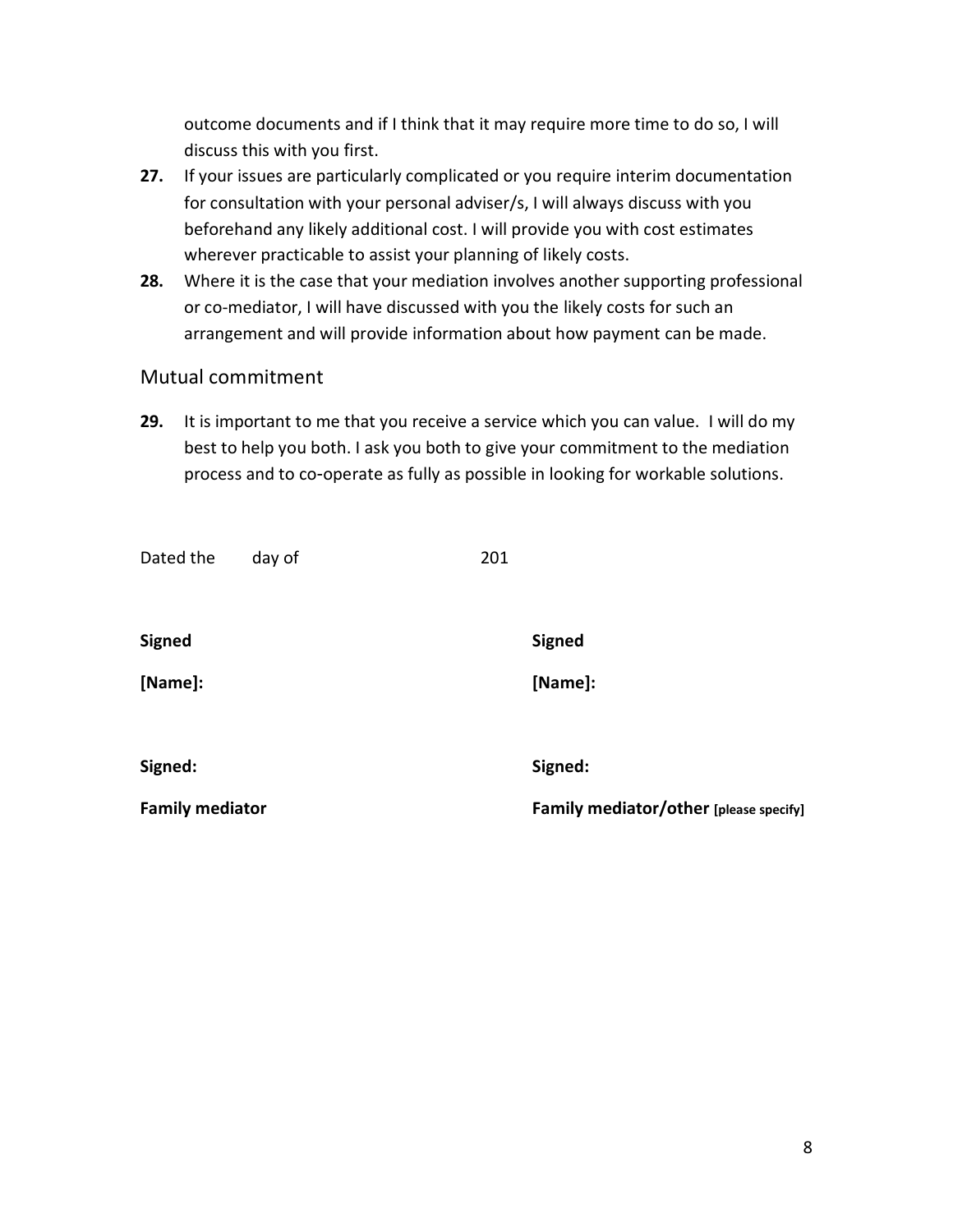outcome documents and if I think that it may require more time to do so, I will discuss this with you first.

**27.** If your issues are particularly complicated or you require interim documentation for consultation with your personal adviser/s, I will always discuss with you beforehand any likely additional cost. I will provide you with cost estimates wherever practicable to assist your planning of likely costs.

**28.** Where it is the case that your mediation involves another supporting professional or co-mediator, I will have discussed with you the likely costs for such an arrangement and will provide information about how payment can be made.

## Mutual commitment

**29.** It is important to me that you receive a service which you can value. I will do my best to help you both. I ask you both to give your commitment to the mediation process and to co-operate as fully as possible in looking for workable solutions.

Dated the day of 201

| | |
|---|---|
| **Signed** | **Signed** |
| **[Name]:** | **[Name]:** |
| **Signed:** | **Signed:** |
| **Family mediator** | **Family mediator/other [please specify]** |